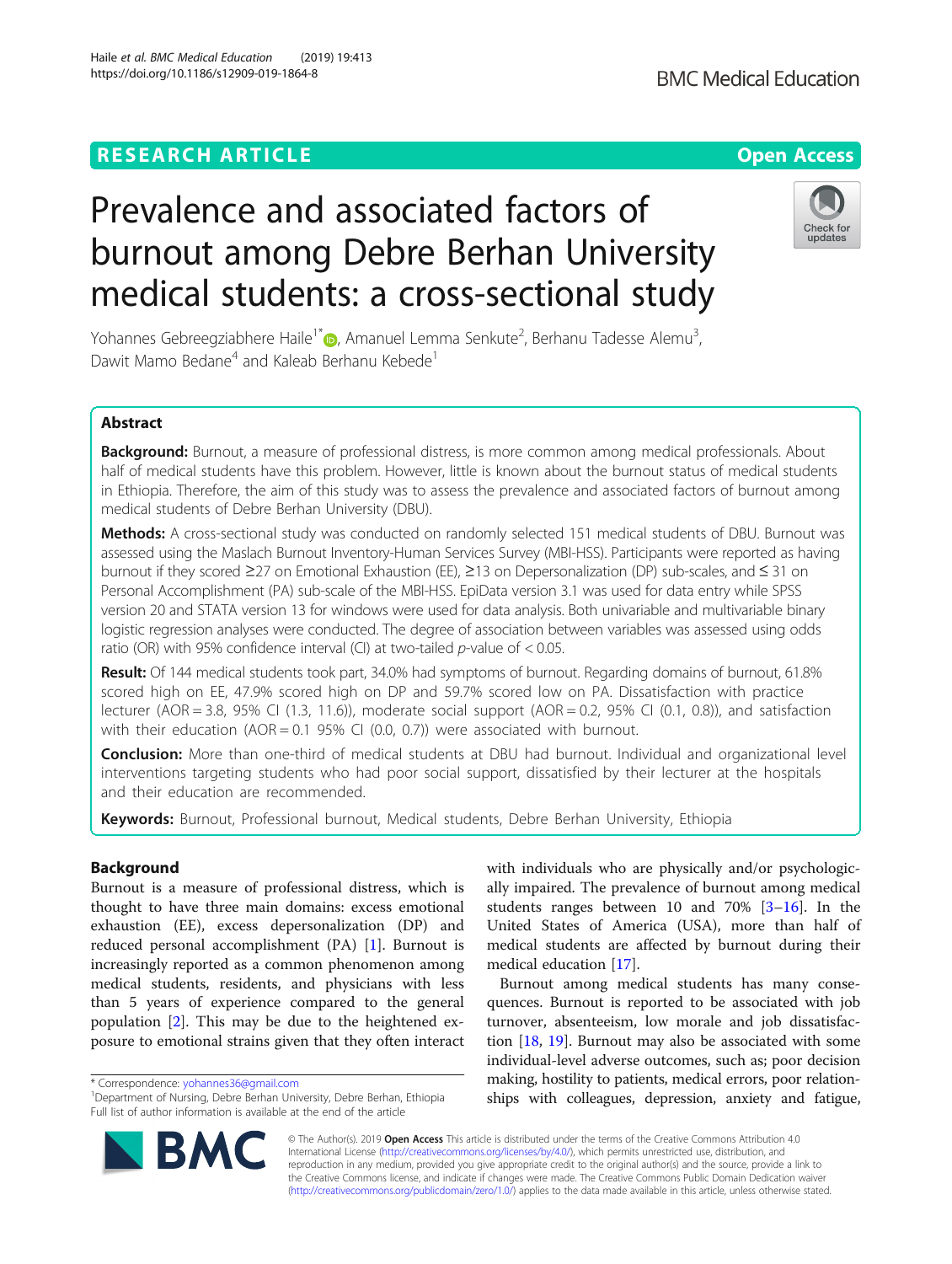RESEARCH ARTICLE

Open Access

# Prevalence and associated factors of burnout among Debre Berhan University medical students: a cross-sectional study

Yohannes Gebreegziabhere Haile[1*], Amanuel Lemma Senkute[2], Berhanu Tadesse Alemu[3], Dawit Mamo Bedane[4] and Kaleab Berhanu Kebede[1]

## Abstract

**Background:** Burnout, a measure of professional distress, is more common among medical professionals. About half of medical students have this problem. However, little is known about the burnout status of medical students in Ethiopia. Therefore, the aim of this study was to assess the prevalence and associated factors of burnout among medical students of Debre Berhan University (DBU).

**Methods:** A cross-sectional study was conducted on randomly selected 151 medical students of DBU. Burnout was assessed using the Maslach Burnout Inventory-Human Services Survey (MBI-HSS). Participants were reported as having burnout if they scored ≥27 on Emotional Exhaustion (EE), ≥13 on Depersonalization (DP) sub-scales, and ≤ 31 on Personal Accomplishment (PA) sub-scale of the MBI-HSS. EpiData version 3.1 was used for data entry while SPSS version 20 and STATA version 13 for windows were used for data analysis. Both univariable and multivariable binary logistic regression analyses were conducted. The degree of association between variables was assessed using odds ratio (OR) with 95% confidence interval (CI) at two-tailed $p$-value of < 0.05.

**Result:** Of 144 medical students took part, 34.0% had symptoms of burnout. Regarding domains of burnout, 61.8% scored high on EE, 47.9% scored high on DP and 59.7% scored low on PA. Dissatisfaction with practice lecturer (AOR = 3.8, 95% CI (1.3, 11.6)), moderate social support (AOR = 0.2, 95% CI (0.1, 0.8)), and satisfaction with their education (AOR = 0.1 95% CI (0.0, 0.7)) were associated with burnout.

**Conclusion:** More than one-third of medical students at DBU had burnout. Individual and organizational level interventions targeting students who had poor social support, dissatisfied by their lecturer at the hospitals and their education are recommended.

**Keywords:** Burnout, Professional burnout, Medical students, Debre Berhan University, Ethiopia

## Background

Burnout is a measure of professional distress, which is thought to have three main domains: excess emotional exhaustion (EE), excess depersonalization (DP) and reduced personal accomplishment (PA) [1]. Burnout is increasingly reported as a common phenomenon among medical students, residents, and physicians with less than 5 years of experience compared to the general population [2]. This may be due to the heightened exposure to emotional strains given that they often interact with individuals who are physically and/or psychologically impaired. The prevalence of burnout among medical students ranges between 10 and 70% [3–16]. In the United States of America (USA), more than half of medical students are affected by burnout during their medical education [17].

Burnout among medical students has many consequences. Burnout is reported to be associated with job turnover, absenteeism, low morale and job dissatisfaction [18, 19]. Burnout may also be associated with some individual-level adverse outcomes, such as; poor decision making, hostility to patients, medical errors, poor relationships with colleagues, depression, anxiety and fatigue,

* Correspondence: yohannes36@gmail.com
[1]Department of Nursing, Debre Berhan University, Debre Berhan, Ethiopia
Full list of author information is available at the end of the article

© The Author(s). 2019 **Open Access** This article is distributed under the terms of the Creative Commons Attribution 4.0 International License (http://creativecommons.org/licenses/by/4.0/), which permits unrestricted use, distribution, and reproduction in any medium, provided you give appropriate credit to the original author(s) and the source, provide a link to the Creative Commons license, and indicate if changes were made. The Creative Commons Public Domain Dedication waiver (http://creativecommons.org/publicdomain/zero/1.0/) applies to the data made available in this article, unless otherwise stated.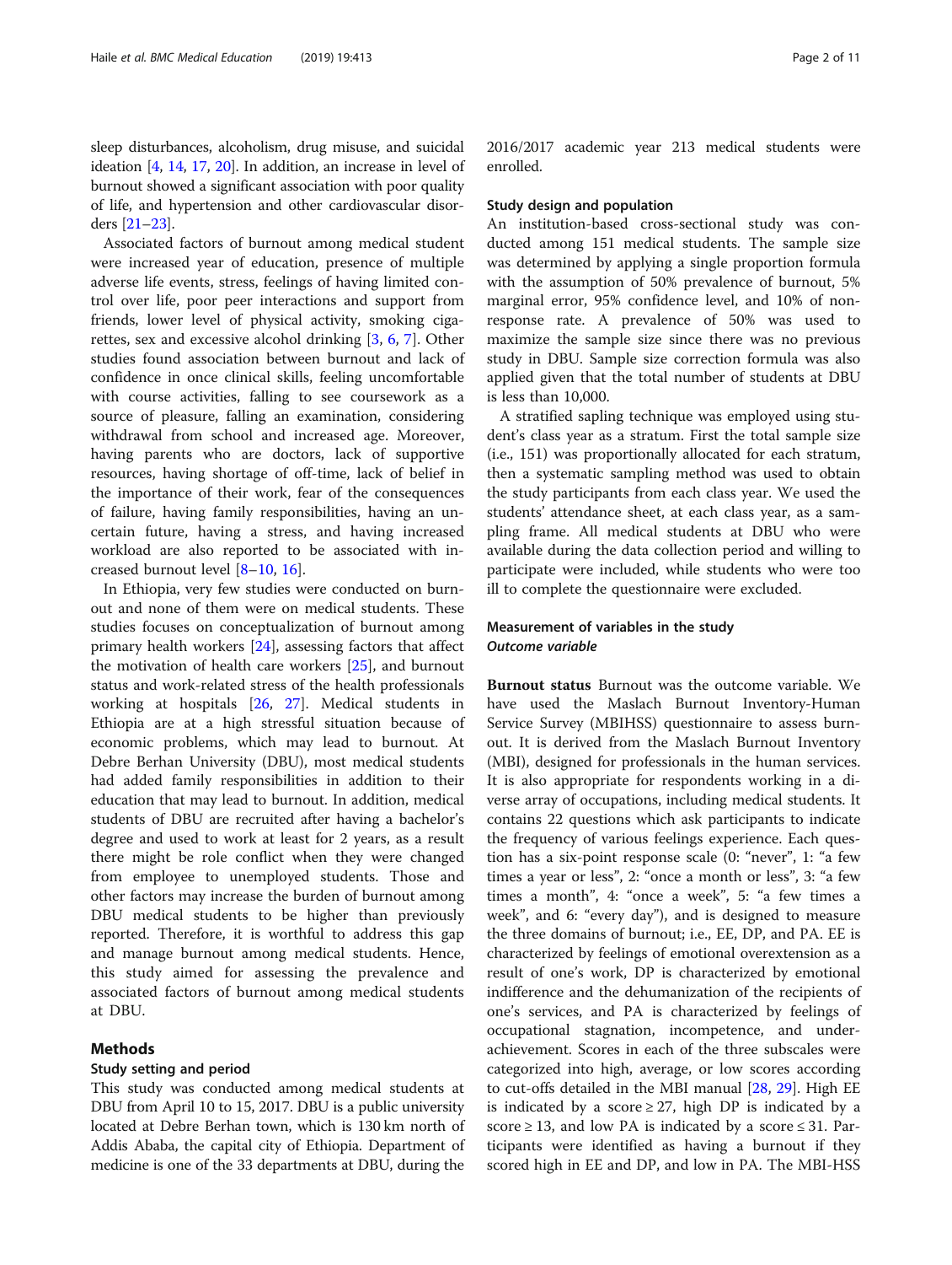sleep disturbances, alcoholism, drug misuse, and suicidal ideation [4, 14, 17, 20]. In addition, an increase in level of burnout showed a significant association with poor quality of life, and hypertension and other cardiovascular disorders [21–23].

Associated factors of burnout among medical student were increased year of education, presence of multiple adverse life events, stress, feelings of having limited control over life, poor peer interactions and support from friends, lower level of physical activity, smoking cigarettes, sex and excessive alcohol drinking [3, 6, 7]. Other studies found association between burnout and lack of confidence in once clinical skills, feeling uncomfortable with course activities, falling to see coursework as a source of pleasure, falling an examination, considering withdrawal from school and increased age. Moreover, having parents who are doctors, lack of supportive resources, having shortage of off-time, lack of belief in the importance of their work, fear of the consequences of failure, having family responsibilities, having an uncertain future, having a stress, and having increased workload are also reported to be associated with increased burnout level [8–10, 16].

In Ethiopia, very few studies were conducted on burnout and none of them were on medical students. These studies focuses on conceptualization of burnout among primary health workers [24], assessing factors that affect the motivation of health care workers [25], and burnout status and work-related stress of the health professionals working at hospitals [26, 27]. Medical students in Ethiopia are at a high stressful situation because of economic problems, which may lead to burnout. At Debre Berhan University (DBU), most medical students had added family responsibilities in addition to their education that may lead to burnout. In addition, medical students of DBU are recruited after having a bachelor's degree and used to work at least for 2 years, as a result there might be role conflict when they were changed from employee to unemployed students. Those and other factors may increase the burden of burnout among DBU medical students to be higher than previously reported. Therefore, it is worthful to address this gap and manage burnout among medical students. Hence, this study aimed for assessing the prevalence and associated factors of burnout among medical students at DBU.

## Methods

### Study setting and period

This study was conducted among medical students at DBU from April 10 to 15, 2017. DBU is a public university located at Debre Berhan town, which is 130 km north of Addis Ababa, the capital city of Ethiopia. Department of medicine is one of the 33 departments at DBU, during the 2016/2017 academic year 213 medical students were enrolled.

### Study design and population

An institution-based cross-sectional study was conducted among 151 medical students. The sample size was determined by applying a single proportion formula with the assumption of 50% prevalence of burnout, 5% marginal error, 95% confidence level, and 10% of non-response rate. A prevalence of 50% was used to maximize the sample size since there was no previous study in DBU. Sample size correction formula was also applied given that the total number of students at DBU is less than 10,000.

A stratified sapling technique was employed using student's class year as a stratum. First the total sample size (i.e., 151) was proportionally allocated for each stratum, then a systematic sampling method was used to obtain the study participants from each class year. We used the students' attendance sheet, at each class year, as a sampling frame. All medical students at DBU who were available during the data collection period and willing to participate were included, while students who were too ill to complete the questionnaire were excluded.

### Measurement of variables in the study

#### *Outcome variable*

**Burnout status** Burnout was the outcome variable. We have used the Maslach Burnout Inventory-Human Service Survey (MBIHSS) questionnaire to assess burnout. It is derived from the Maslach Burnout Inventory (MBI), designed for professionals in the human services. It is also appropriate for respondents working in a diverse array of occupations, including medical students. It contains 22 questions which ask participants to indicate the frequency of various feelings experience. Each question has a six-point response scale (0: "never", 1: "a few times a year or less", 2: "once a month or less", 3: "a few times a month", 4: "once a week", 5: "a few times a week", and 6: "every day"), and is designed to measure the three domains of burnout; i.e., EE, DP, and PA. EE is characterized by feelings of emotional overextension as a result of one's work, DP is characterized by emotional indifference and the dehumanization of the recipients of one's services, and PA is characterized by feelings of occupational stagnation, incompetence, and under-achievement. Scores in each of the three subscales were categorized into high, average, or low scores according to cut-offs detailed in the MBI manual [28, 29]. High EE is indicated by a score ≥ 27, high DP is indicated by a score ≥ 13, and low PA is indicated by a score ≤ 31. Participants were identified as having a burnout if they scored high in EE and DP, and low in PA. The MBI-HSS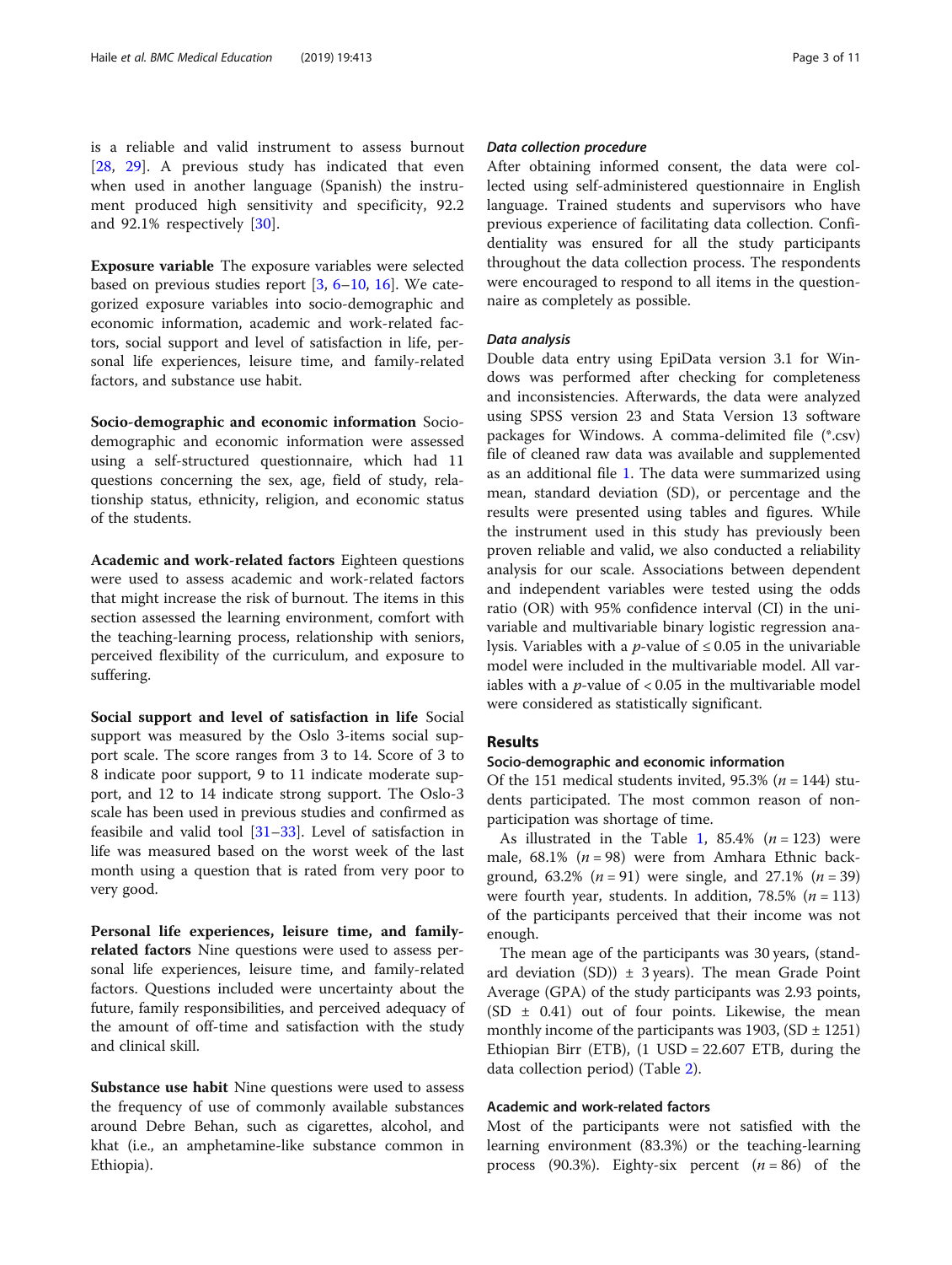is a reliable and valid instrument to assess burnout [28, 29]. A previous study has indicated that even when used in another language (Spanish) the instrument produced high sensitivity and specificity, 92.2 and 92.1% respectively [30].

**Exposure variable** The exposure variables were selected based on previous studies report [3, 6–10, 16]. We categorized exposure variables into socio-demographic and economic information, academic and work-related factors, social support and level of satisfaction in life, personal life experiences, leisure time, and family-related factors, and substance use habit.

**Socio-demographic and economic information** Socio-demographic and economic information were assessed using a self-structured questionnaire, which had 11 questions concerning the sex, age, field of study, relationship status, ethnicity, religion, and economic status of the students.

**Academic and work-related factors** Eighteen questions were used to assess academic and work-related factors that might increase the risk of burnout. The items in this section assessed the learning environment, comfort with the teaching-learning process, relationship with seniors, perceived flexibility of the curriculum, and exposure to suffering.

**Social support and level of satisfaction in life** Social support was measured by the Oslo 3-items social support scale. The score ranges from 3 to 14. Score of 3 to 8 indicate poor support, 9 to 11 indicate moderate support, and 12 to 14 indicate strong support. The Oslo-3 scale has been used in previous studies and confirmed as feasibile and valid tool [31–33]. Level of satisfaction in life was measured based on the worst week of the last month using a question that is rated from very poor to very good.

**Personal life experiences, leisure time, and family-related factors** Nine questions were used to assess personal life experiences, leisure time, and family-related factors. Questions included were uncertainty about the future, family responsibilities, and perceived adequacy of the amount of off-time and satisfaction with the study and clinical skill.

**Substance use habit** Nine questions were used to assess the frequency of use of commonly available substances around Debre Behan, such as cigarettes, alcohol, and khat (i.e., an amphetamine-like substance common in Ethiopia).

### *Data collection procedure*

After obtaining informed consent, the data were collected using self-administered questionnaire in English language. Trained students and supervisors who have previous experience of facilitating data collection. Confidentiality was ensured for all the study participants throughout the data collection process. The respondents were encouraged to respond to all items in the questionnaire as completely as possible.

### *Data analysis*

Double data entry using EpiData version 3.1 for Windows was performed after checking for completeness and inconsistencies. Afterwards, the data were analyzed using SPSS version 23 and Stata Version 13 software packages for Windows. A comma-delimited file (*.csv) file of cleaned raw data was available and supplemented as an additional file 1. The data were summarized using mean, standard deviation (SD), or percentage and the results were presented using tables and figures. While the instrument used in this study has previously been proven reliable and valid, we also conducted a reliability analysis for our scale. Associations between dependent and independent variables were tested using the odds ratio (OR) with 95% confidence interval (CI) in the univariable and multivariable binary logistic regression analysis. Variables with a $p$-value of ≤ 0.05 in the univariable model were included in the multivariable model. All variables with a $p$-value of < 0.05 in the multivariable model were considered as statistically significant.

## Results

### Socio-demographic and economic information

Of the 151 medical students invited, 95.3% ($n$ = 144) students participated. The most common reason of non-participation was shortage of time.

As illustrated in the Table 1, 85.4% ($n$ = 123) were male, 68.1% ($n$ = 98) were from Amhara Ethnic background, 63.2% ($n$ = 91) were single, and 27.1% ($n$ = 39) were fourth year, students. In addition, 78.5% ($n$ = 113) of the participants perceived that their income was not enough.

The mean age of the participants was 30 years, (standard deviation (SD)) ± 3 years). The mean Grade Point Average (GPA) of the study participants was 2.93 points, (SD ± 0.41) out of four points. Likewise, the mean monthly income of the participants was 1903, (SD ± 1251) Ethiopian Birr (ETB), (1 USD = 22.607 ETB, during the data collection period) (Table 2).

### Academic and work-related factors

Most of the participants were not satisfied with the learning environment (83.3%) or the teaching-learning process (90.3%). Eighty-six percent ($n$ = 86) of the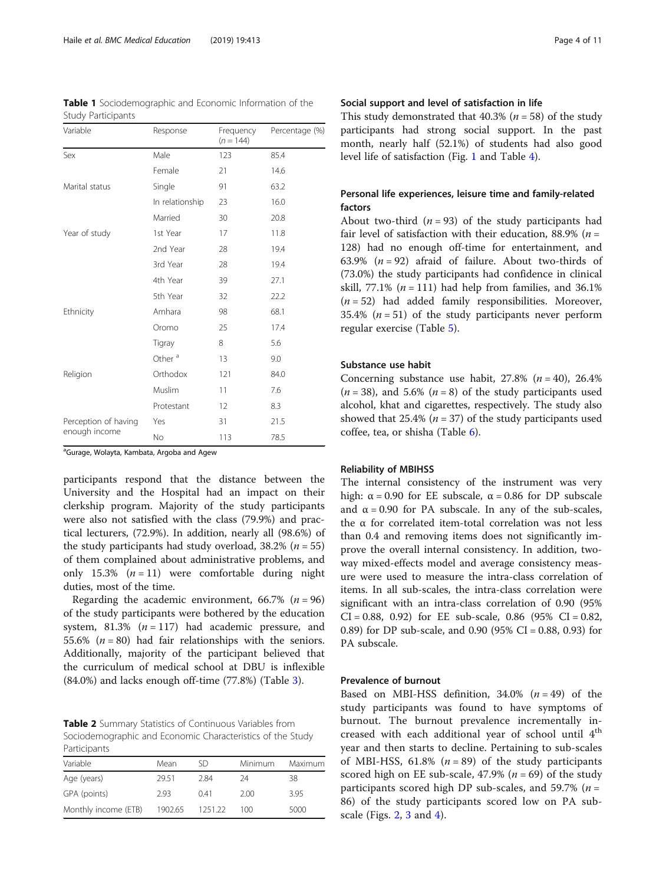**Table 1** Sociodemographic and Economic Information of the Study Participants

| Variable | Response | Frequency ($n = 144$) | Percentage (%) |
|---|---|---|---|
| Sex | Male | 123 | 85.4 |
| | Female | 21 | 14.6 |
| Marital status | Single | 91 | 63.2 |
| | In relationship | 23 | 16.0 |
| | Married | 30 | 20.8 |
| Year of study | 1st Year | 17 | 11.8 |
| | 2nd Year | 28 | 19.4 |
| | 3rd Year | 28 | 19.4 |
| | 4th Year | 39 | 27.1 |
| | 5th Year | 32 | 22.2 |
| Ethnicity | Amhara | 98 | 68.1 |
| | Oromo | 25 | 17.4 |
| | Tigray | 8 | 5.6 |
| | Other [a] | 13 | 9.0 |
| Religion | Orthodox | 121 | 84.0 |
| | Muslim | 11 | 7.6 |
| | Protestant | 12 | 8.3 |
| Perception of having enough income | Yes | 31 | 21.5 |
| | No | 113 | 78.5 |

[a]Gurage, Wolayta, Kambata, Argoba and Agew

participants respond that the distance between the University and the Hospital had an impact on their clerkship program. Majority of the study participants were also not satisfied with the class (79.9%) and practical lecturers, (72.9%). In addition, nearly all (98.6%) of the study participants had study overload, 38.2% ($n = 55$) of them complained about administrative problems, and only 15.3% ($n = 11$) were comfortable during night duties, most of the time.

Regarding the academic environment, 66.7% ($n = 96$) of the study participants were bothered by the education system, 81.3% ($n = 117$) had academic pressure, and 55.6% ($n = 80$) had fair relationships with the seniors. Additionally, majority of the participant believed that the curriculum of medical school at DBU is inflexible (84.0%) and lacks enough off-time (77.8%) (Table 3).

**Table 2** Summary Statistics of Continuous Variables from Sociodemographic and Economic Characteristics of the Study Participants

| Variable | Mean | SD | Minimum | Maximum |
|---|---|---|---|---|
| Age (years) | 29.51 | 2.84 | 24 | 38 |
| GPA (points) | 2.93 | 0.41 | 2.00 | 3.95 |
| Monthly income (ETB) | 1902.65 | 1251.22 | 100 | 5000 |

### Social support and level of satisfaction in life

This study demonstrated that 40.3% ($n = 58$) of the study participants had strong social support. In the past month, nearly half (52.1%) of students had also good level life of satisfaction (Fig. 1 and Table 4).

### Personal life experiences, leisure time and family-related factors

About two-third ($n = 93$) of the study participants had fair level of satisfaction with their education, 88.9% ($n = 128$) had no enough off-time for entertainment, and 63.9% ($n = 92$) afraid of failure. About two-thirds of (73.0%) the study participants had confidence in clinical skill, 77.1% ($n = 111$) had help from families, and 36.1% ($n = 52$) had added family responsibilities. Moreover, 35.4% ($n = 51$) of the study participants never perform regular exercise (Table 5).

### Substance use habit

Concerning substance use habit, 27.8% ($n = 40$), 26.4% ($n = 38$), and 5.6% ($n = 8$) of the study participants used alcohol, khat and cigarettes, respectively. The study also showed that 25.4% ($n = 37$) of the study participants used coffee, tea, or shisha (Table 6).

### Reliability of MBIHSS

The internal consistency of the instrument was very high: $\alpha = 0.90$ for EE subscale, $\alpha = 0.86$ for DP subscale and $\alpha = 0.90$ for PA subscale. In any of the sub-scales, the $\alpha$ for correlated item-total correlation was not less than 0.4 and removing items does not significantly improve the overall internal consistency. In addition, two-way mixed-effects model and average consistency measure were used to measure the intra-class correlation of items. In all sub-scales, the intra-class correlation were significant with an intra-class correlation of 0.90 (95% CI = 0.88, 0.92) for EE sub-scale, 0.86 (95% CI = 0.82, 0.89) for DP sub-scale, and 0.90 (95% CI = 0.88, 0.93) for PA subscale.

### Prevalence of burnout

Based on MBI-HSS definition, 34.0% ($n = 49$) of the study participants was found to have symptoms of burnout. The burnout prevalence incrementally increased with each additional year of school until 4th year and then starts to decline. Pertaining to sub-scales of MBI-HSS, 61.8% ($n = 89$) of the study participants scored high on EE sub-scale, 47.9% ($n = 69$) of the study participants scored high DP sub-scales, and 59.7% ($n = 86$) of the study participants scored low on PA subscale (Figs. 2, 3 and 4).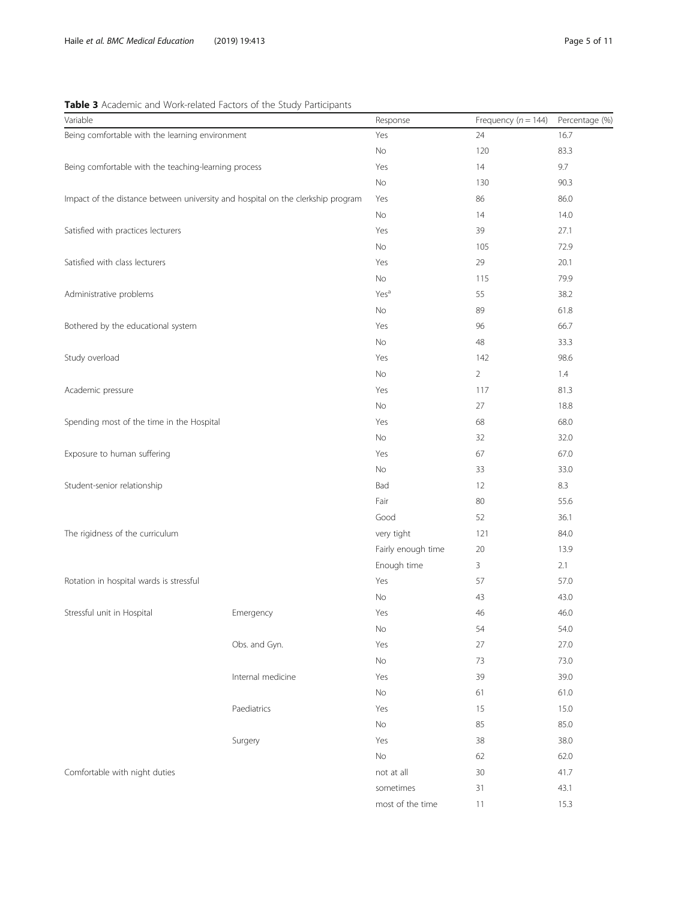**Table 3** Academic and Work-related Factors of the Study Participants

| Variable | | Response | Frequency ($n = 144$) | Percentage (%) |
|---|---|---|---|---|
| Being comfortable with the learning environment | | Yes | 24 | 16.7 |
| | | No | 120 | 83.3 |
| Being comfortable with the teaching-learning process | | Yes | 14 | 9.7 |
| | | No | 130 | 90.3 |
| Impact of the distance between university and hospital on the clerkship program | | Yes | 86 | 86.0 |
| | | No | 14 | 14.0 |
| Satisfied with practices lecturers | | Yes | 39 | 27.1 |
| | | No | 105 | 72.9 |
| Satisfied with class lecturers | | Yes | 29 | 20.1 |
| | | No | 115 | 79.9 |
| Administrative problems | | Yes[a] | 55 | 38.2 |
| | | No | 89 | 61.8 |
| Bothered by the educational system | | Yes | 96 | 66.7 |
| | | No | 48 | 33.3 |
| Study overload | | Yes | 142 | 98.6 |
| | | No | 2 | 1.4 |
| Academic pressure | | Yes | 117 | 81.3 |
| | | No | 27 | 18.8 |
| Spending most of the time in the Hospital | | Yes | 68 | 68.0 |
| | | No | 32 | 32.0 |
| Exposure to human suffering | | Yes | 67 | 67.0 |
| | | No | 33 | 33.0 |
| Student-senior relationship | | Bad | 12 | 8.3 |
| | | Fair | 80 | 55.6 |
| | | Good | 52 | 36.1 |
| The rigidness of the curriculum | | very tight | 121 | 84.0 |
| | | Fairly enough time | 20 | 13.9 |
| | | Enough time | 3 | 2.1 |
| Rotation in hospital wards is stressful | | Yes | 57 | 57.0 |
| | | No | 43 | 43.0 |
| Stressful unit in Hospital | Emergency | Yes | 46 | 46.0 |
| | | No | 54 | 54.0 |
| | Obs. and Gyn. | Yes | 27 | 27.0 |
| | | No | 73 | 73.0 |
| | Internal medicine | Yes | 39 | 39.0 |
| | | No | 61 | 61.0 |
| | Paediatrics | Yes | 15 | 15.0 |
| | | No | 85 | 85.0 |
| | Surgery | Yes | 38 | 38.0 |
| | | No | 62 | 62.0 |
| Comfortable with night duties | | not at all | 30 | 41.7 |
| | | sometimes | 31 | 43.1 |
| | | most of the time | 11 | 15.3 |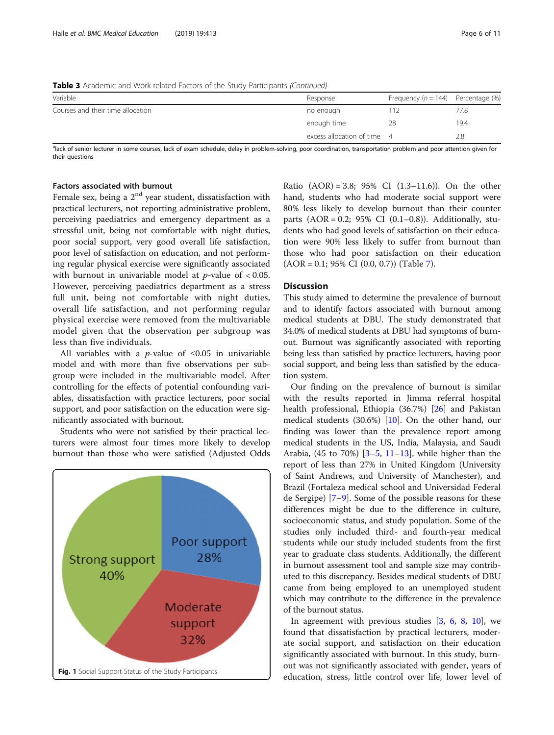**Table 3** Academic and Work-related Factors of the Study Participants *(Continued)*

| Variable | Response | Frequency (n = 144) | Percentage (%) |
|---|---|---|---|
| Courses and their time allocation | no enough | 112 | 77.8 |
| | enough time | 28 | 19.4 |
| | excess allocation of time | 4 | 2.8 |

[a]lack of senior lecturer in some courses, lack of exam schedule, delay in problem-solving, poor coordination, transportation problem and poor attention given for their questions

### Factors associated with burnout

Female sex, being a 2nd year student, dissatisfaction with practical lecturers, not reporting administrative problem, perceiving paediatrics and emergency department as a stressful unit, being not comfortable with night duties, poor social support, very good overall life satisfaction, poor level of satisfaction on education, and not performing regular physical exercise were significantly associated with burnout in univariable model at $p$-value of $< 0.05$. However, perceiving paediatrics department as a stress full unit, being not comfortable with night duties, overall life satisfaction, and not performing regular physical exercise were removed from the multivariable model given that the observation per subgroup was less than five individuals.

All variables with a $p$-value of $\leq 0.05$ in univariable model and with more than five observations per subgroup were included in the multivariable model. After controlling for the effects of potential confounding variables, dissatisfaction with practice lecturers, poor social support, and poor satisfaction on the education were significantly associated with burnout.

Students who were not satisfied by their practical lecturers were almost four times more likely to develop burnout than those who were satisfied (Adjusted Odds Ratio (AOR) = 3.8; 95% CI (1.3–11.6)). On the other hand, students who had moderate social support were 80% less likely to develop burnout than their counter parts (AOR = 0.2; 95% CI (0.1–0.8)). Additionally, students who had good levels of satisfaction on their education were 90% less likely to suffer from burnout than those who had poor satisfaction on their education (AOR = 0.1; 95% CI (0.0, 0.7)) (Table 7).

**Fig. 1** Social Support Status of the Study Participants

## Discussion

This study aimed to determine the prevalence of burnout and to identify factors associated with burnout among medical students at DBU. The study demonstrated that 34.0% of medical students at DBU had symptoms of burnout. Burnout was significantly associated with reporting being less than satisfied by practice lecturers, having poor social support, and being less than satisfied by the education system.

Our finding on the prevalence of burnout is similar with the results reported in Jimma referral hospital health professional, Ethiopia (36.7%) [26] and Pakistan medical students (30.6%) [10]. On the other hand, our finding was lower than the prevalence report among medical students in the US, India, Malaysia, and Saudi Arabia, (45 to 70%) [3–5, 11–13], while higher than the report of less than 27% in United Kingdom (University of Saint Andrews, and University of Manchester), and Brazil (Fortaleza medical school and Universidad Federal de Sergipe) [7–9]. Some of the possible reasons for these differences might be due to the difference in culture, socioeconomic status, and study population. Some of the studies only included third- and fourth-year medical students while our study included students from the first year to graduate class students. Additionally, the different in burnout assessment tool and sample size may contributed to this discrepancy. Besides medical students of DBU came from being employed to an unemployed student which may contribute to the difference in the prevalence of the burnout status.

In agreement with previous studies [3, 6, 8, 10], we found that dissatisfaction by practical lecturers, moderate social support, and satisfaction on their education significantly associated with burnout. In this study, burnout was not significantly associated with gender, years of education, stress, little control over life, lower level of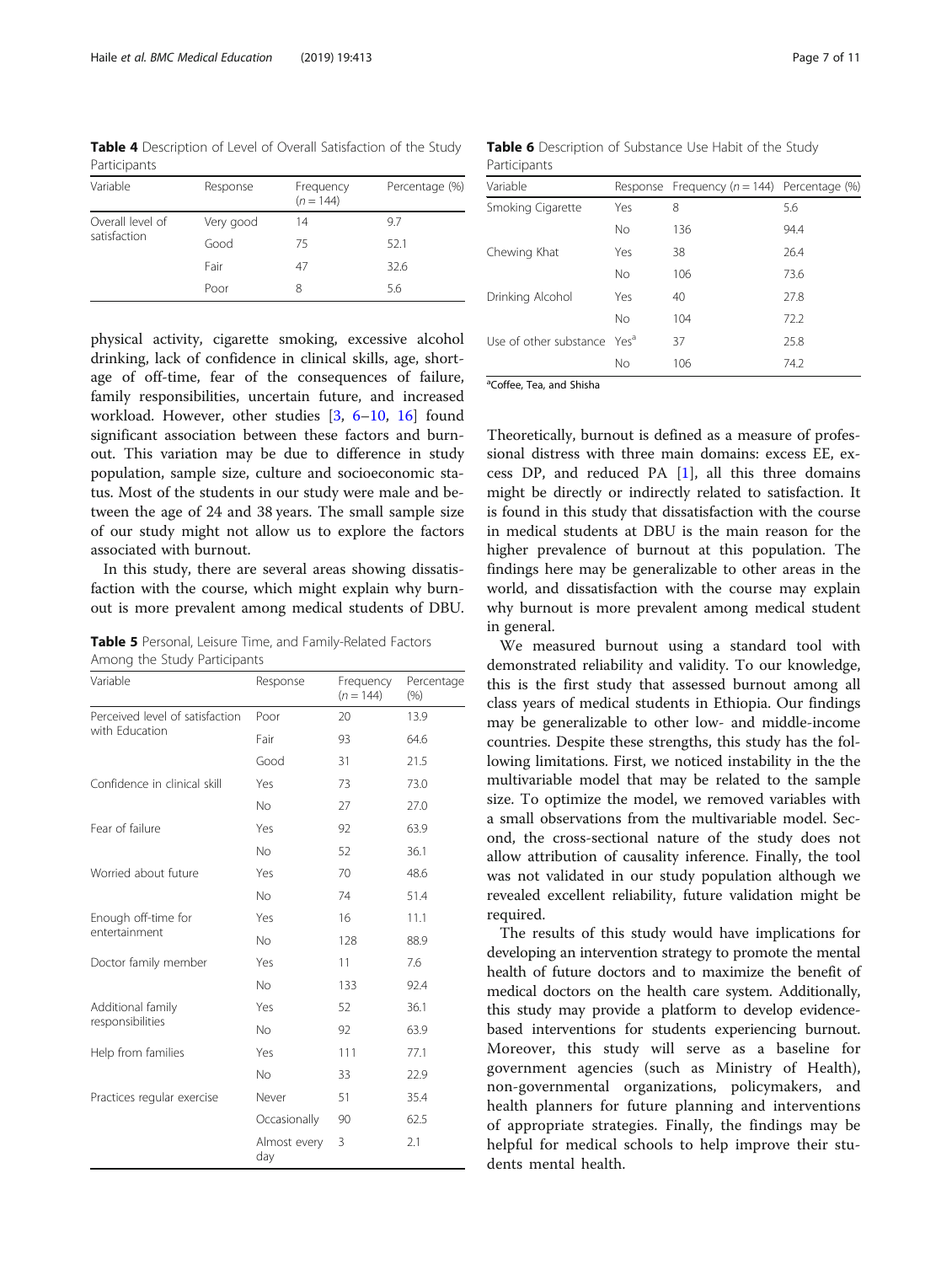**Table 4** Description of Level of Overall Satisfaction of the Study Participants

| Variable | Response | Frequency (*n* = 144) | Percentage (%) |
|---|---|---|---|
| Overall level of satisfaction | Very good | 14 | 9.7 |
| | Good | 75 | 52.1 |
| | Fair | 47 | 32.6 |
| | Poor | 8 | 5.6 |

physical activity, cigarette smoking, excessive alcohol drinking, lack of confidence in clinical skills, age, shortage of off-time, fear of the consequences of failure, family responsibilities, uncertain future, and increased workload. However, other studies [3, 6–10, 16] found significant association between these factors and burnout. This variation may be due to difference in study population, sample size, culture and socioeconomic status. Most of the students in our study were male and between the age of 24 and 38 years. The small sample size of our study might not allow us to explore the factors associated with burnout.

In this study, there are several areas showing dissatisfaction with the course, which might explain why burnout is more prevalent among medical students of DBU.

**Table 5** Personal, Leisure Time, and Family-Related Factors Among the Study Participants

| Variable | Response | Frequency (*n* = 144) | Percentage (%) |
|---|---|---|---|
| Perceived level of satisfaction with Education | Poor | 20 | 13.9 |
| | Fair | 93 | 64.6 |
| | Good | 31 | 21.5 |
| Confidence in clinical skill | Yes | 73 | 73.0 |
| | No | 27 | 27.0 |
| Fear of failure | Yes | 92 | 63.9 |
| | No | 52 | 36.1 |
| Worried about future | Yes | 70 | 48.6 |
| | No | 74 | 51.4 |
| Enough off-time for entertainment | Yes | 16 | 11.1 |
| | No | 128 | 88.9 |
| Doctor family member | Yes | 11 | 7.6 |
| | No | 133 | 92.4 |
| Additional family responsibilities | Yes | 52 | 36.1 |
| | No | 92 | 63.9 |
| Help from families | Yes | 111 | 77.1 |
| | No | 33 | 22.9 |
| Practices regular exercise | Never | 51 | 35.4 |
| | Occasionally | 90 | 62.5 |
| | Almost every day | 3 | 2.1 |

**Table 6** Description of Substance Use Habit of the Study Participants

| Variable | Response | Frequency (*n* = 144) | Percentage (%) |
|---|---|---|---|
| Smoking Cigarette | Yes | 8 | 5.6 |
| | No | 136 | 94.4 |
| Chewing Khat | Yes | 38 | 26.4 |
| | No | 106 | 73.6 |
| Drinking Alcohol | Yes | 40 | 27.8 |
| | No | 104 | 72.2 |
| Use of other substance | Yes[a] | 37 | 25.8 |
| | No | 106 | 74.2 |

[a]Coffee, Tea, and Shisha

Theoretically, burnout is defined as a measure of professional distress with three main domains: excess EE, excess DP, and reduced PA [1], all this three domains might be directly or indirectly related to satisfaction. It is found in this study that dissatisfaction with the course in medical students at DBU is the main reason for the higher prevalence of burnout at this population. The findings here may be generalizable to other areas in the world, and dissatisfaction with the course may explain why burnout is more prevalent among medical student in general.

We measured burnout using a standard tool with demonstrated reliability and validity. To our knowledge, this is the first study that assessed burnout among all class years of medical students in Ethiopia. Our findings may be generalizable to other low- and middle-income countries. Despite these strengths, this study has the following limitations. First, we noticed instability in the the multivariable model that may be related to the sample size. To optimize the model, we removed variables with a small observations from the multivariable model. Second, the cross-sectional nature of the study does not allow attribution of causality inference. Finally, the tool was not validated in our study population although we revealed excellent reliability, future validation might be required.

The results of this study would have implications for developing an intervention strategy to promote the mental health of future doctors and to maximize the benefit of medical doctors on the health care system. Additionally, this study may provide a platform to develop evidence-based interventions for students experiencing burnout. Moreover, this study will serve as a baseline for government agencies (such as Ministry of Health), non-governmental organizations, policymakers, and health planners for future planning and interventions of appropriate strategies. Finally, the findings may be helpful for medical schools to help improve their students mental health.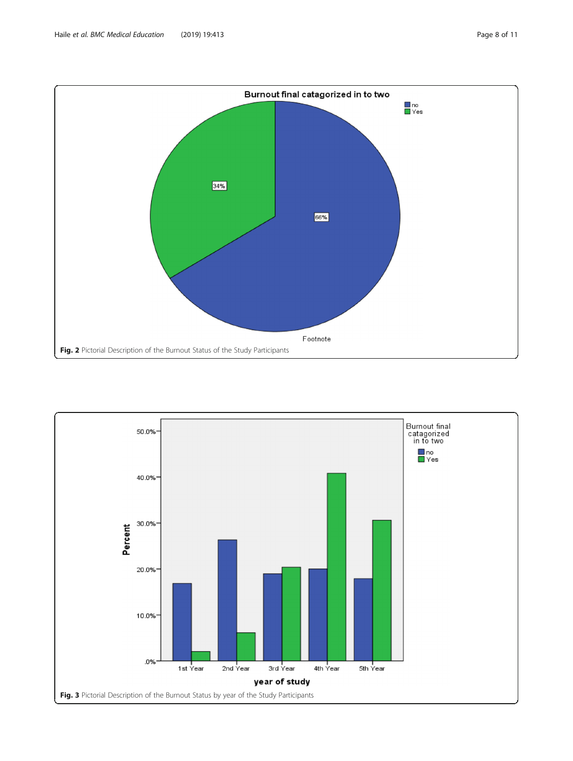**Fig. 2** Pictorial Description of the Burnout Status of the Study Participants

**Fig. 3** Pictorial Description of the Burnout Status by year of the Study Participants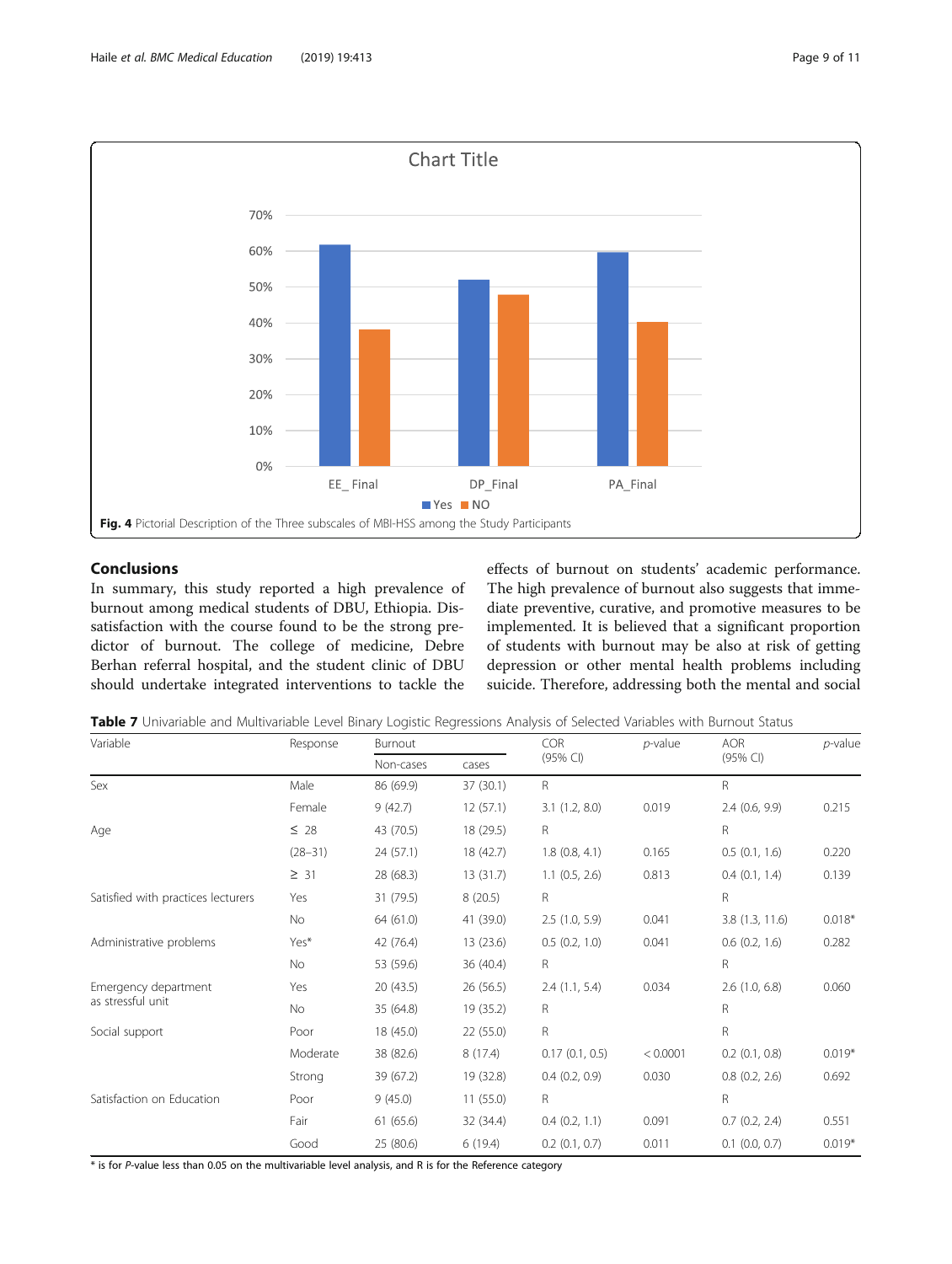Fig. 4 Pictorial Description of the Three subscales of MBI-HSS among the Study Participants

## Conclusions

In summary, this study reported a high prevalence of burnout among medical students of DBU, Ethiopia. Dissatisfaction with the course found to be the strong predictor of burnout. The college of medicine, Debre Berhan referral hospital, and the student clinic of DBU should undertake integrated interventions to tackle the effects of burnout on students' academic performance. The high prevalence of burnout also suggests that immediate preventive, curative, and promotive measures to be implemented. It is believed that a significant proportion of students with burnout may be also at risk of getting depression or other mental health problems including suicide. Therefore, addressing both the mental and social

**Table 7** Univariable and Multivariable Level Binary Logistic Regressions Analysis of Selected Variables with Burnout Status

| Variable | Response | Burnout | | COR (95% CI) | *p*-value | AOR (95% CI) | *p*-value |
|---|---|---|---|---|---|---|---|
| | | Non-cases | cases | | | | |
| Sex | Male | 86 (69.9) | 37 (30.1) | R | | R | |
| | Female | 9 (42.7) | 12 (57.1) | 3.1 (1.2, 8.0) | 0.019 | 2.4 (0.6, 9.9) | 0.215 |
| Age | ≤ 28 | 43 (70.5) | 18 (29.5) | R | | R | |
| | (28–31) | 24 (57.1) | 18 (42.7) | 1.8 (0.8, 4.1) | 0.165 | 0.5 (0.1, 1.6) | 0.220 |
| | ≥ 31 | 28 (68.3) | 13 (31.7) | 1.1 (0.5, 2.6) | 0.813 | 0.4 (0.1, 1.4) | 0.139 |
| Satisfied with practices lecturers | Yes | 31 (79.5) | 8 (20.5) | R | | R | |
| | No | 64 (61.0) | 41 (39.0) | 2.5 (1.0, 5.9) | 0.041 | 3.8 (1.3, 11.6) | 0.018* |
| Administrative problems | Yes* | 42 (76.4) | 13 (23.6) | 0.5 (0.2, 1.0) | 0.041 | 0.6 (0.2, 1.6) | 0.282 |
| | No | 53 (59.6) | 36 (40.4) | R | | R | |
| Emergency department as stressful unit | Yes | 20 (43.5) | 26 (56.5) | 2.4 (1.1, 5.4) | 0.034 | 2.6 (1.0, 6.8) | 0.060 |
| | No | 35 (64.8) | 19 (35.2) | R | | R | |
| Social support | Poor | 18 (45.0) | 22 (55.0) | R | | R | |
| | Moderate | 38 (82.6) | 8 (17.4) | 0.17 (0.1, 0.5) | < 0.0001 | 0.2 (0.1, 0.8) | 0.019* |
| | Strong | 39 (67.2) | 19 (32.8) | 0.4 (0.2, 0.9) | 0.030 | 0.8 (0.2, 2.6) | 0.692 |
| Satisfaction on Education | Poor | 9 (45.0) | 11 (55.0) | R | | R | |
| | Fair | 61 (65.6) | 32 (34.4) | 0.4 (0.2, 1.1) | 0.091 | 0.7 (0.2, 2.4) | 0.551 |
| | Good | 25 (80.6) | 6 (19.4) | 0.2 (0.1, 0.7) | 0.011 | 0.1 (0.0, 0.7) | 0.019* |

\* is for *P*-value less than 0.05 on the multivariable level analysis, and R is for the Reference category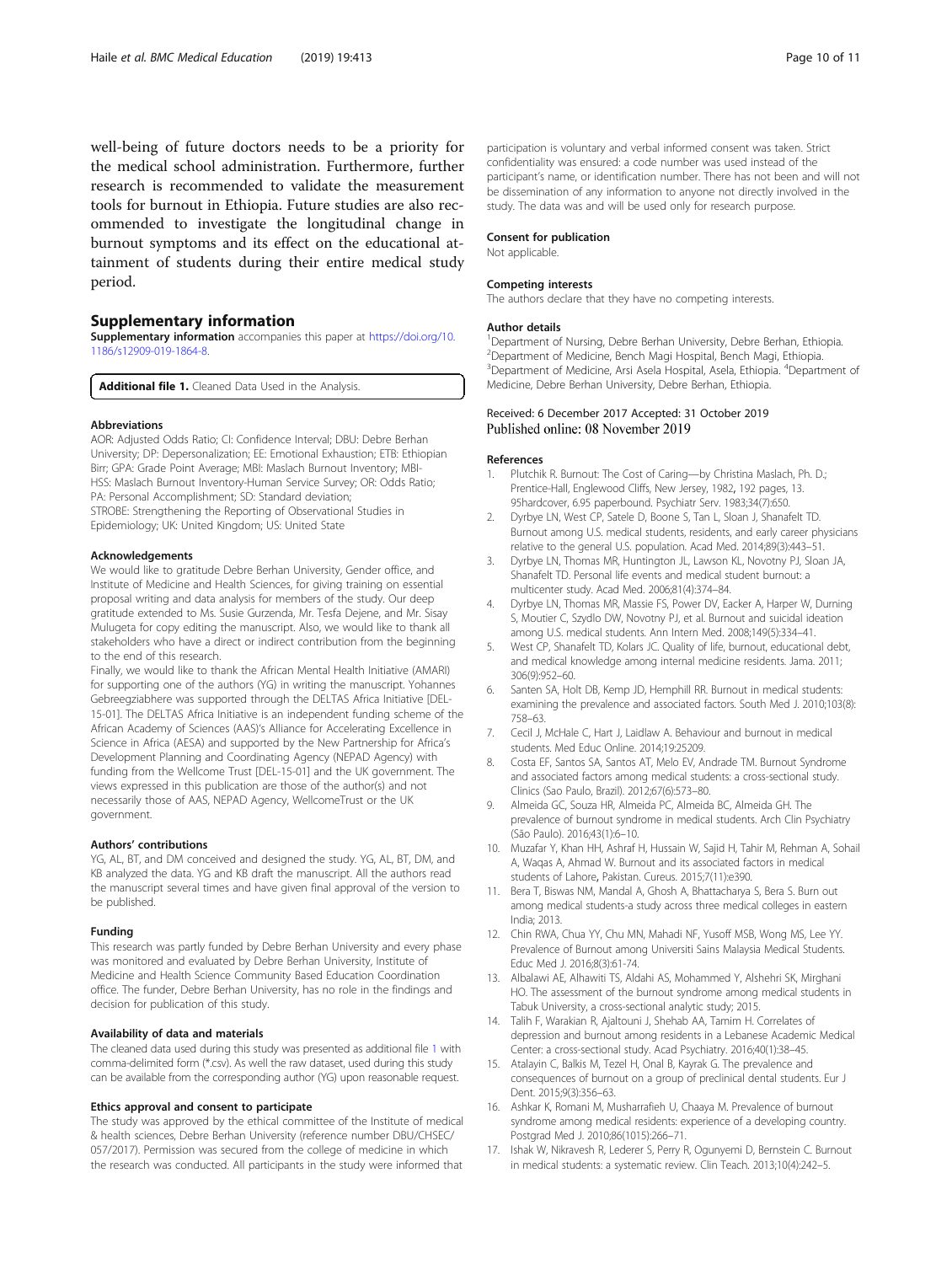well-being of future doctors needs to be a priority for the medical school administration. Furthermore, further research is recommended to validate the measurement tools for burnout in Ethiopia. Future studies are also recommended to investigate the longitudinal change in burnout symptoms and its effect on the educational attainment of students during their entire medical study period.

## Supplementary information

**Supplementary information** accompanies this paper at https://doi.org/10.1186/s12909-019-1864-8.

**Additional file 1.** Cleaned Data Used in the Analysis.

### Abbreviations

AOR: Adjusted Odds Ratio; CI: Confidence Interval; DBU: Debre Berhan University; DP: Depersonalization; EE: Emotional Exhaustion; ETB: Ethiopian Birr; GPA: Grade Point Average; MBI: Maslach Burnout Inventory; MBI-HSS: Maslach Burnout Inventory-Human Service Survey; OR: Odds Ratio; PA: Personal Accomplishment; SD: Standard deviation; STROBE: Strengthening the Reporting of Observational Studies in Epidemiology; UK: United Kingdom; US: United State

### Acknowledgements

We would like to gratitude Debre Berhan University, Gender office, and Institute of Medicine and Health Sciences, for giving training on essential proposal writing and data analysis for members of the study. Our deep gratitude extended to Ms. Susie Gurzenda, Mr. Tesfa Dejene, and Mr. Sisay Mulugeta for copy editing the manuscript. Also, we would like to thank all stakeholders who have a direct or indirect contribution from the beginning to the end of this research.

Finally, we would like to thank the African Mental Health Initiative (AMARI) for supporting one of the authors (YG) in writing the manuscript. Yohannes Gebreegziabhere was supported through the DELTAS Africa Initiative [DEL-15-01]. The DELTAS Africa Initiative is an independent funding scheme of the African Academy of Sciences (AAS)'s Alliance for Accelerating Excellence in Science in Africa (AESA) and supported by the New Partnership for Africa's Development Planning and Coordinating Agency (NEPAD Agency) with funding from the Wellcome Trust [DEL-15-01] and the UK government. The views expressed in this publication are those of the author(s) and not necessarily those of AAS, NEPAD Agency, WellcomeTrust or the UK government.

### Authors' contributions

YG, AL, BT, and DM conceived and designed the study. YG, AL, BT, DM, and KB analyzed the data. YG and KB draft the manuscript. All the authors read the manuscript several times and have given final approval of the version to be published.

### Funding

This research was partly funded by Debre Berhan University and every phase was monitored and evaluated by Debre Berhan University, Institute of Medicine and Health Science Community Based Education Coordination office. The funder, Debre Berhan University, has no role in the findings and decision for publication of this study.

### Availability of data and materials

The cleaned data used during this study was presented as additional file 1 with comma-delimited form (*.csv). As well the raw dataset, used during this study can be available from the corresponding author (YG) upon reasonable request.

### Ethics approval and consent to participate

The study was approved by the ethical committee of the Institute of medical & health sciences, Debre Berhan University (reference number DBU/CHSEC/057/2017). Permission was secured from the college of medicine in which the research was conducted. All participants in the study were informed that participation is voluntary and verbal informed consent was taken. Strict confidentiality was ensured: a code number was used instead of the participant's name, or identification number. There has not been and will not be dissemination of any information to anyone not directly involved in the study. The data was and will be used only for research purpose.

### Consent for publication

Not applicable.

### Competing interests

The authors declare that they have no competing interests.

### Author details

[1]Department of Nursing, Debre Berhan University, Debre Berhan, Ethiopia. [2]Department of Medicine, Bench Magi Hospital, Bench Magi, Ethiopia. [3]Department of Medicine, Arsi Asela Hospital, Asela, Ethiopia. [4]Department of Medicine, Debre Berhan University, Debre Berhan, Ethiopia.

Received: 6 December 2017 Accepted: 31 October 2019
Published online: 08 November 2019

### References

1. Plutchik R. Burnout: The Cost of Caring—by Christina Maslach, Ph. D.; Prentice-Hall, Englewood Cliffs, New Jersey, 1982, 192 pages, 13. 95hardcover, 6.95 paperbound. Psychiatr Serv. 1983;34(7):650.
2. Dyrbye LN, West CP, Satele D, Boone S, Tan L, Sloan J, Shanafelt TD. Burnout among U.S. medical students, residents, and early career physicians relative to the general U.S. population. Acad Med. 2014;89(3):443–51.
3. Dyrbye LN, Thomas MR, Huntington JL, Lawson KL, Novotny PJ, Sloan JA, Shanafelt TD. Personal life events and medical student burnout: a multicenter study. Acad Med. 2006;81(4):374–84.
4. Dyrbye LN, Thomas MR, Massie FS, Power DV, Eacker A, Harper W, Durning S, Moutier C, Szydlo DW, Novotny PJ, et al. Burnout and suicidal ideation among U.S. medical students. Ann Intern Med. 2008;149(5):334–41.
5. West CP, Shanafelt TD, Kolars JC. Quality of life, burnout, educational debt, and medical knowledge among internal medicine residents. Jama. 2011; 306(9):952–60.
6. Santen SA, Holt DB, Kemp JD, Hemphill RR. Burnout in medical students: examining the prevalence and associated factors. South Med J. 2010;103(8): 758–63.
7. Cecil J, McHale C, Hart J, Laidlaw A. Behaviour and burnout in medical students. Med Educ Online. 2014;19:25209.
8. Costa EF, Santos SA, Santos AT, Melo EV, Andrade TM. Burnout Syndrome and associated factors among medical students: a cross-sectional study. Clinics (Sao Paulo, Brazil). 2012;67(6):573–80.
9. Almeida GC, Souza HR, Almeida PC, Almeida BC, Almeida GH. The prevalence of burnout syndrome in medical students. Arch Clin Psychiatry (São Paulo). 2016;43(1):6–10.
10. Muzafar Y, Khan HH, Ashraf H, Hussain W, Sajid H, Tahir M, Rehman A, Sohail A, Waqas A, Ahmad W. Burnout and its associated factors in medical students of Lahore, Pakistan. Cureus. 2015;7(11):e390.
11. Bera T, Biswas NM, Mandal A, Ghosh A, Bhattacharya S, Bera S. Burn out among medical students-a study across three medical colleges in eastern India; 2013.
12. Chin RWA, Chua YY, Chu MN, Mahadi NF, Yusoff MSB, Wong MS, Lee YY. Prevalence of Burnout among Universiti Sains Malaysia Medical Students. Educ Med J. 2016;8(3):61-74.
13. Albalawi AE, Alhawiti TS, Aldahi AS, Mohammed Y, Alshehri SK, Mirghani HO. The assessment of the burnout syndrome among medical students in Tabuk University, a cross-sectional analytic study; 2015.
14. Talih F, Warakian R, Ajaltouni J, Shehab AA, Tamim H. Correlates of depression and burnout among residents in a Lebanese Academic Medical Center: a cross-sectional study. Acad Psychiatry. 2016;40(1):38–45.
15. Atalayin C, Balkis M, Tezel H, Onal B, Kayrak G. The prevalence and consequences of burnout on a group of preclinical dental students. Eur J Dent. 2015;9(3):356–63.
16. Ashkar K, Romani M, Musharrafieh U, Chaaya M. Prevalence of burnout syndrome among medical residents: experience of a developing country. Postgrad Med J. 2010;86(1015):266–71.
17. Ishak W, Nikravesh R, Lederer S, Perry R, Ogunyemi D, Bernstein C. Burnout in medical students: a systematic review. Clin Teach. 2013;10(4):242–5.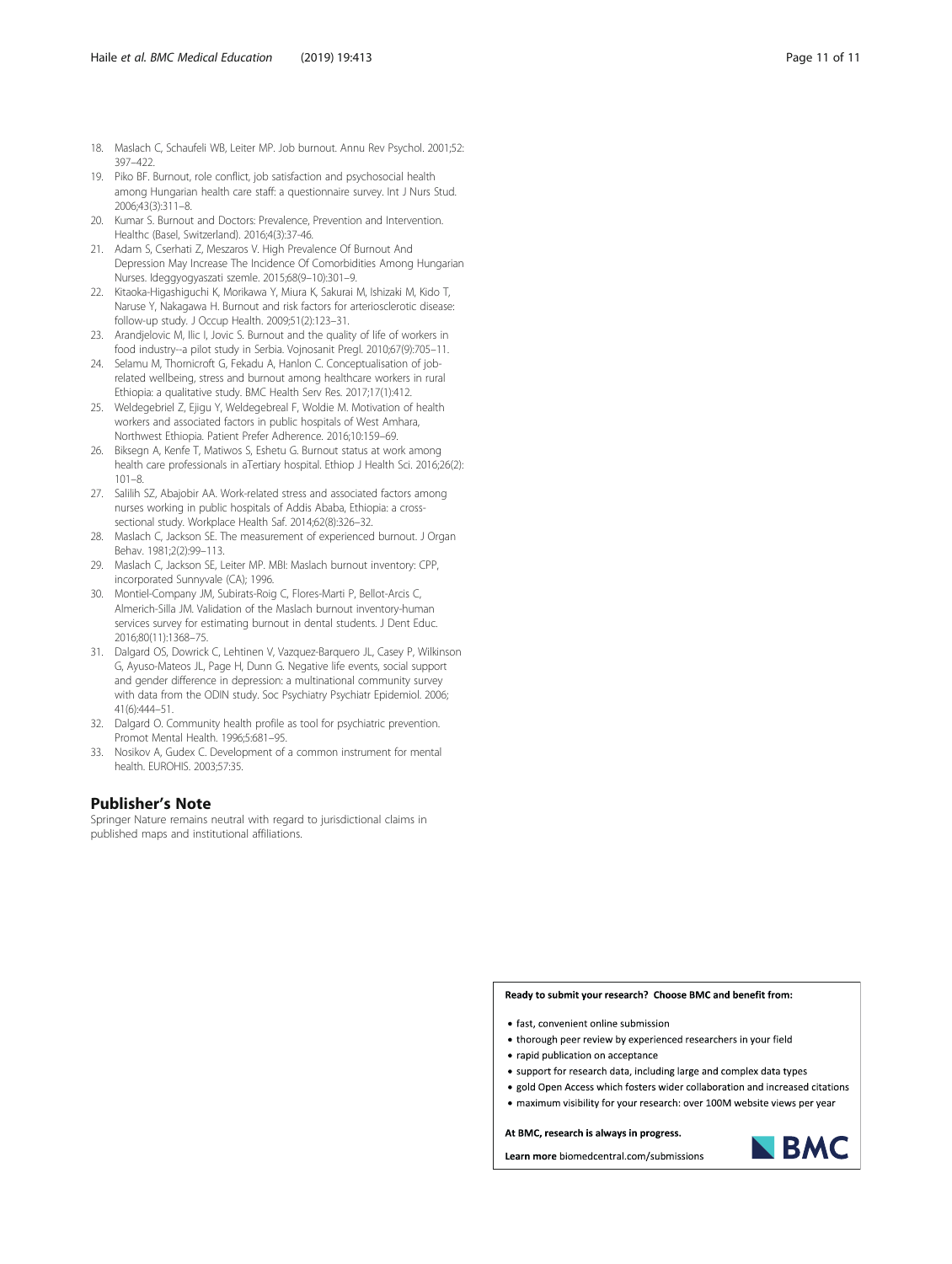18. Maslach C, Schaufeli WB, Leiter MP. Job burnout. Annu Rev Psychol. 2001;52: 397–422.
19. Piko BF. Burnout, role conflict, job satisfaction and psychosocial health among Hungarian health care staff: a questionnaire survey. Int J Nurs Stud. 2006;43(3):311–8.
20. Kumar S. Burnout and Doctors: Prevalence, Prevention and Intervention. Healthc (Basel, Switzerland). 2016;4(3):37-46.
21. Adam S, Cserhati Z, Meszaros V. High Prevalence Of Burnout And Depression May Increase The Incidence Of Comorbidities Among Hungarian Nurses. Ideggyogyaszati szemle. 2015;68(9–10):301–9.
22. Kitaoka-Higashiguchi K, Morikawa Y, Miura K, Sakurai M, Ishizaki M, Kido T, Naruse Y, Nakagawa H. Burnout and risk factors for arteriosclerotic disease: follow-up study. J Occup Health. 2009;51(2):123–31.
23. Arandjelovic M, Ilic I, Jovic S. Burnout and the quality of life of workers in food industry--a pilot study in Serbia. Vojnosanit Pregl. 2010;67(9):705–11.
24. Selamu M, Thornicroft G, Fekadu A, Hanlon C. Conceptualisation of job-related wellbeing, stress and burnout among healthcare workers in rural Ethiopia: a qualitative study. BMC Health Serv Res. 2017;17(1):412.
25. Weldegebriel Z, Ejigu Y, Weldegebreal F, Woldie M. Motivation of health workers and associated factors in public hospitals of West Amhara, Northwest Ethiopia. Patient Prefer Adherence. 2016;10:159–69.
26. Biksegn A, Kenfe T, Matiwos S, Eshetu G. Burnout status at work among health care professionals in aTertiary hospital. Ethiop J Health Sci. 2016;26(2): 101–8.
27. Salilih SZ, Abajobir AA. Work-related stress and associated factors among nurses working in public hospitals of Addis Ababa, Ethiopia: a cross-sectional study. Workplace Health Saf. 2014;62(8):326–32.
28. Maslach C, Jackson SE. The measurement of experienced burnout. J Organ Behav. 1981;2(2):99–113.
29. Maslach C, Jackson SE, Leiter MP. MBI: Maslach burnout inventory: CPP, incorporated Sunnyvale (CA); 1996.
30. Montiel-Company JM, Subirats-Roig C, Flores-Marti P, Bellot-Arcis C, Almerich-Silla JM. Validation of the Maslach burnout inventory-human services survey for estimating burnout in dental students. J Dent Educ. 2016;80(11):1368–75.
31. Dalgard OS, Dowrick C, Lehtinen V, Vazquez-Barquero JL, Casey P, Wilkinson G, Ayuso-Mateos JL, Page H, Dunn G. Negative life events, social support and gender difference in depression: a multinational community survey with data from the ODIN study. Soc Psychiatry Psychiatr Epidemiol. 2006; 41(6):444–51.
32. Dalgard O. Community health profile as tool for psychiatric prevention. Promot Mental Health. 1996;5:681–95.
33. Nosikov A, Gudex C. Development of a common instrument for mental health. EUROHIS. 2003;57:35.

## Publisher's Note

Springer Nature remains neutral with regard to jurisdictional claims in published maps and institutional affiliations.

**Ready to submit your research? Choose BMC and benefit from:**

- fast, convenient online submission
- thorough peer review by experienced researchers in your field
- rapid publication on acceptance
- support for research data, including large and complex data types
- gold Open Access which fosters wider collaboration and increased citations
- maximum visibility for your research: over 100M website views per year

**At BMC, research is always in progress.**

**Learn more** biomedcentral.com/submissions